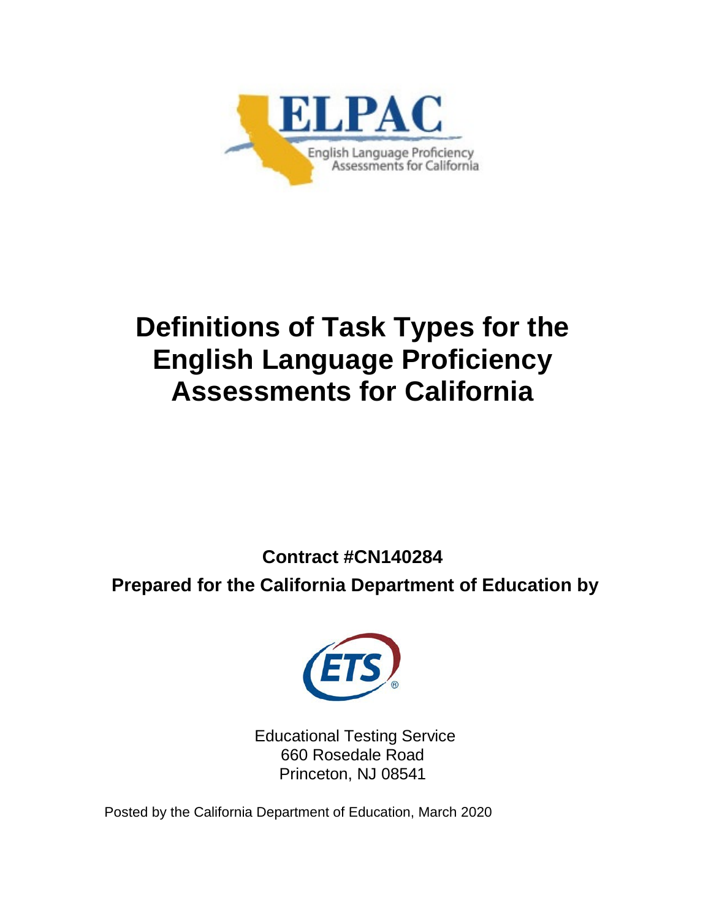ELPAC

English Language Proficiency Assessments for California

# Definitions of Task Types for the English Language Proficiency Assessments for California

**Contract #CN140284**

**Prepared for the California Department of Education by**

ETS

Educational Testing Service
660 Rosedale Road
Princeton, NJ 08541

Posted by the California Department of Education, March 2020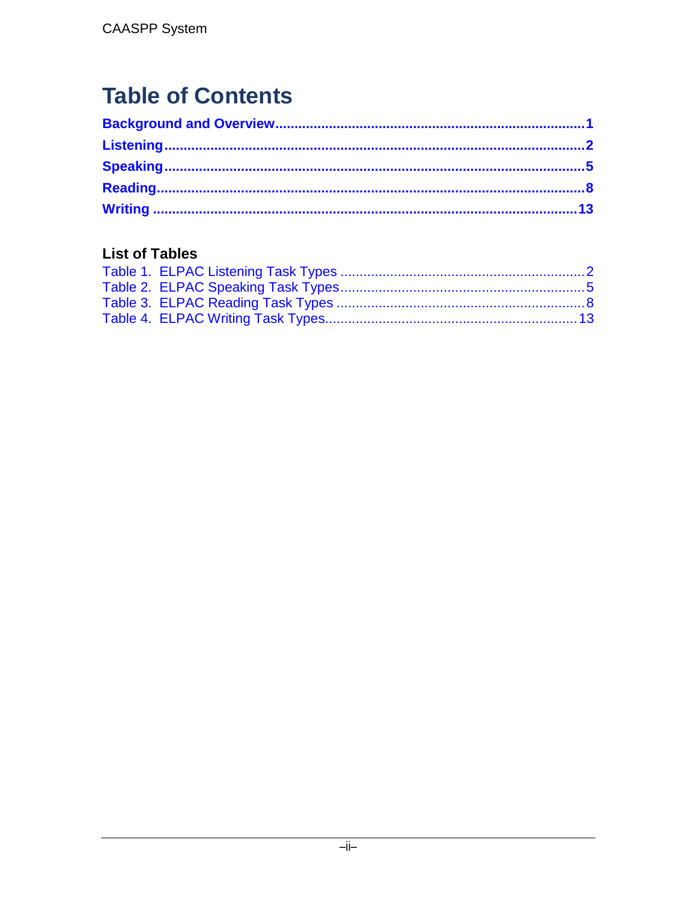# Table of Contents

**Background and Overview** ... 1

**Listening** ... 2

**Speaking** ... 5

**Reading** ... 8

**Writing** ... 13

## List of Tables

Table 1. ELPAC Listening Task Types ... 2

Table 2. ELPAC Speaking Task Types ... 5

Table 3. ELPAC Reading Task Types ... 8

Table 4. ELPAC Writing Task Types ... 13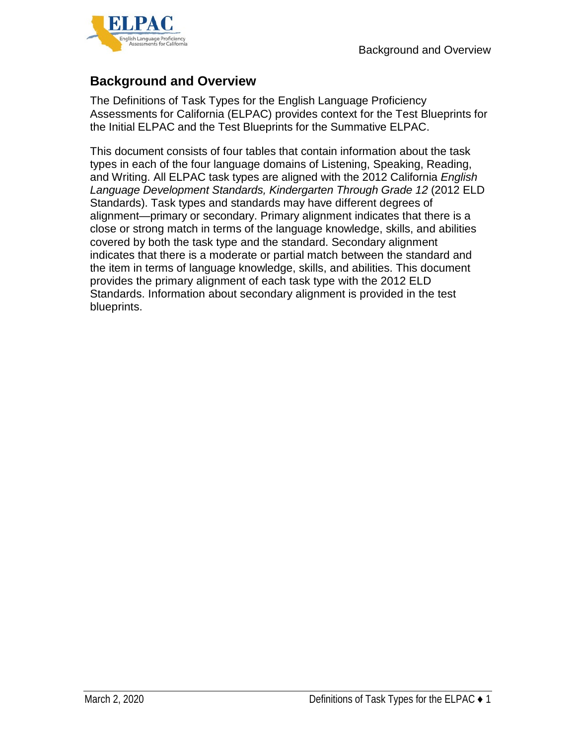## Background and Overview

The Definitions of Task Types for the English Language Proficiency Assessments for California (ELPAC) provides context for the Test Blueprints for the Initial ELPAC and the Test Blueprints for the Summative ELPAC.

This document consists of four tables that contain information about the task types in each of the four language domains of Listening, Speaking, Reading, and Writing. All ELPAC task types are aligned with the 2012 California *English Language Development Standards, Kindergarten Through Grade 12* (2012 ELD Standards). Task types and standards may have different degrees of alignment—primary or secondary. Primary alignment indicates that there is a close or strong match in terms of the language knowledge, skills, and abilities covered by both the task type and the standard. Secondary alignment indicates that there is a moderate or partial match between the standard and the item in terms of language knowledge, skills, and abilities. This document provides the primary alignment of each task type with the 2012 ELD Standards. Information about secondary alignment is provided in the test blueprints.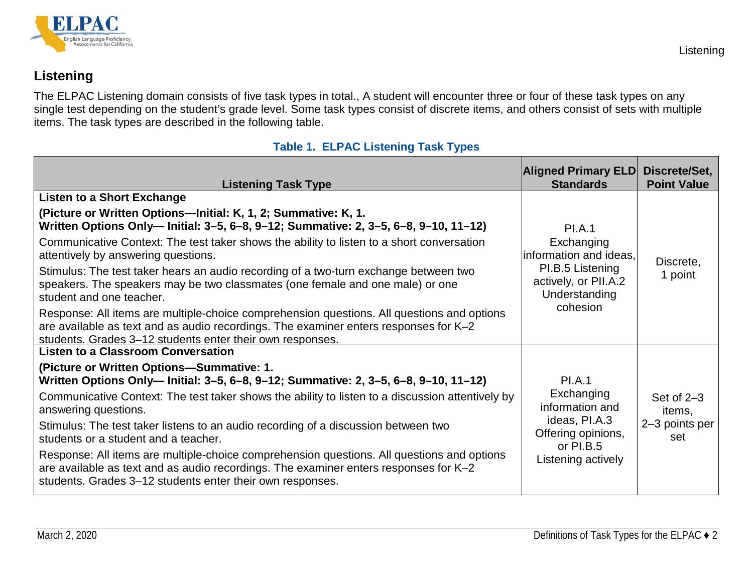## Listening

The ELPAC Listening domain consists of five task types in total., A student will encounter three or four of these task types on any single test depending on the student's grade level. Some task types consist of discrete items, and others consist of sets with multiple items. The task types are described in the following table.

**Table 1. ELPAC Listening Task Types**

| Listening Task Type | Aligned Primary ELD Standards | Discrete/Set, Point Value |
|---|---|---|
| **Listen to a Short Exchange** <br> **(Picture or Written Options—Initial: K, 1, 2; Summative: K, 1.** <br> **Written Options Only— Initial: 3–5, 6–8, 9–12; Summative: 2, 3–5, 6–8, 9–10, 11–12)** <br> Communicative Context: The test taker shows the ability to listen to a short conversation attentively by answering questions. <br> Stimulus: The test taker hears an audio recording of a two-turn exchange between two speakers. The speakers may be two classmates (one female and one male) or one student and one teacher. <br> Response: All items are multiple-choice comprehension questions. All questions and options are available as text and as audio recordings. The examiner enters responses for K–2 students. Grades 3–12 students enter their own responses. | PI.A.1 Exchanging information and ideas, PI.B.5 Listening actively, or PII.A.2 Understanding cohesion | Discrete, 1 point |
| **Listen to a Classroom Conversation** <br> **(Picture or Written Options—Summative: 1.** <br> **Written Options Only— Initial: 3–5, 6–8, 9–12; Summative: 2, 3–5, 6–8, 9–10, 11–12)** <br> Communicative Context: The test taker shows the ability to listen to a discussion attentively by answering questions. <br> Stimulus: The test taker listens to an audio recording of a discussion between two students or a student and a teacher. <br> Response: All items are multiple-choice comprehension questions. All questions and options are available as text and as audio recordings. The examiner enters responses for K–2 students. Grades 3–12 students enter their own responses. | PI.A.1 Exchanging information and ideas, PI.A.3 Offering opinions, or PI.B.5 Listening actively | Set of 2–3 items, 2–3 points per set |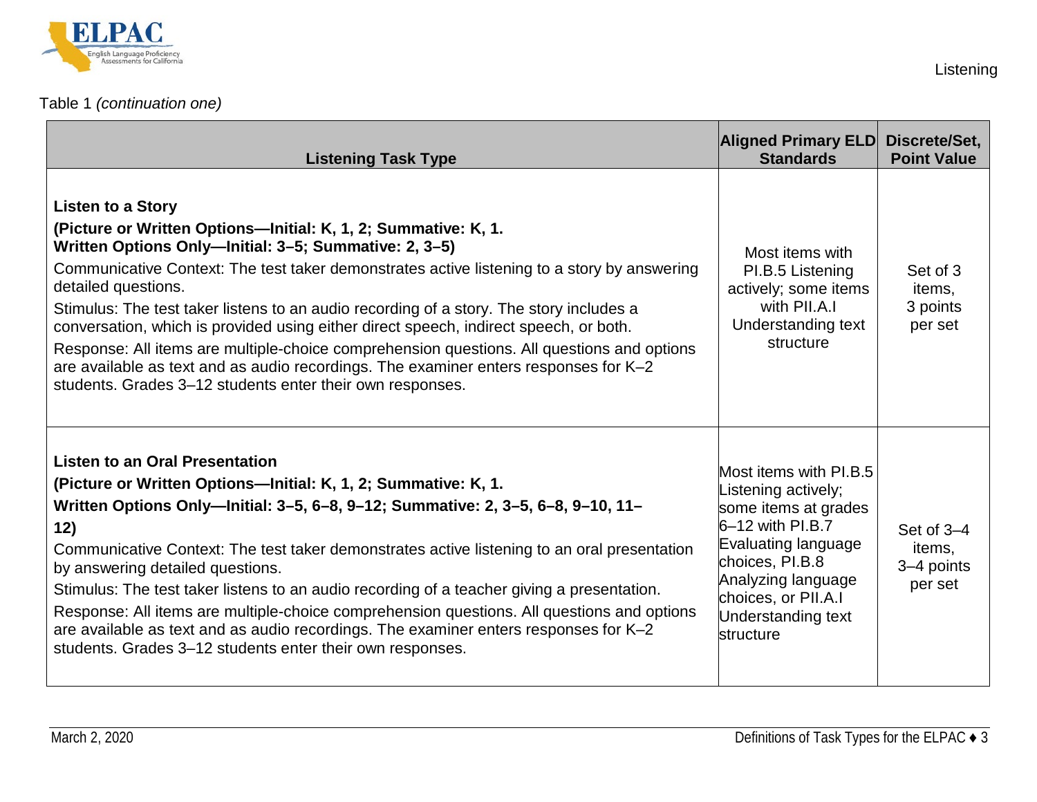Table 1 *(continuation one)*

| Listening Task Type | Aligned Primary ELD Standards | Discrete/Set, Point Value |
|---|---|---|
| **Listen to a Story**<br>**(Picture or Written Options—Initial: K, 1, 2; Summative: K, 1. Written Options Only—Initial: 3–5; Summative: 2, 3–5)**<br>Communicative Context: The test taker demonstrates active listening to a story by answering detailed questions.<br>Stimulus: The test taker listens to an audio recording of a story. The story includes a conversation, which is provided using either direct speech, indirect speech, or both.<br>Response: All items are multiple-choice comprehension questions. All questions and options are available as text and as audio recordings. The examiner enters responses for K–2 students. Grades 3–12 students enter their own responses. | Most items with PI.B.5 Listening actively; some items with PII.A.I Understanding text structure | Set of 3 items, 3 points per set |
| **Listen to an Oral Presentation**<br>**(Picture or Written Options—Initial: K, 1, 2; Summative: K, 1.**<br>**Written Options Only—Initial: 3–5, 6–8, 9–12; Summative: 2, 3–5, 6–8, 9–10, 11–12)**<br>Communicative Context: The test taker demonstrates active listening to an oral presentation by answering detailed questions.<br>Stimulus: The test taker listens to an audio recording of a teacher giving a presentation.<br>Response: All items are multiple-choice comprehension questions. All questions and options are available as text and as audio recordings. The examiner enters responses for K–2 students. Grades 3–12 students enter their own responses. | Most items with PI.B.5 Listening actively; some items at grades 6–12 with PI.B.7 Evaluating language choices, PI.B.8 Analyzing language choices, or PII.A.I Understanding text structure | Set of 3–4 items, 3–4 points per set |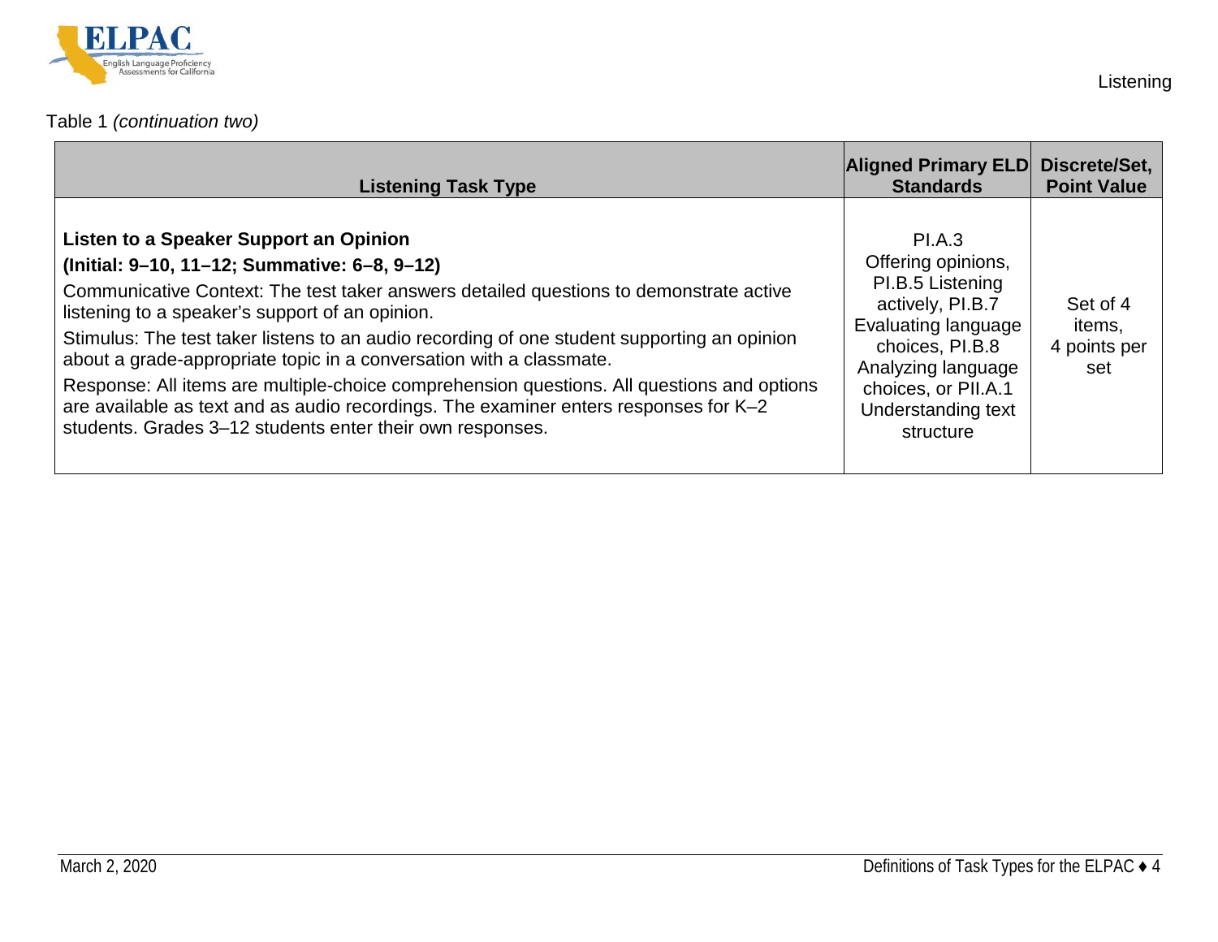Table 1 *(continuation two)*

| Listening Task Type | Aligned Primary ELD Standards | Discrete/Set, Point Value |
|---|---|---|
| **Listen to a Speaker Support an Opinion** **(Initial: 9–10, 11–12; Summative: 6–8, 9–12)** Communicative Context: The test taker answers detailed questions to demonstrate active listening to a speaker's support of an opinion. Stimulus: The test taker listens to an audio recording of one student supporting an opinion about a grade-appropriate topic in a conversation with a classmate. Response: All items are multiple-choice comprehension questions. All questions and options are available as text and as audio recordings. The examiner enters responses for K–2 students. Grades 3–12 students enter their own responses. | PI.A.3 Offering opinions, PI.B.5 Listening actively, PI.B.7 Evaluating language choices, PI.B.8 Analyzing language choices, or PII.A.1 Understanding text structure | Set of 4 items, 4 points per set |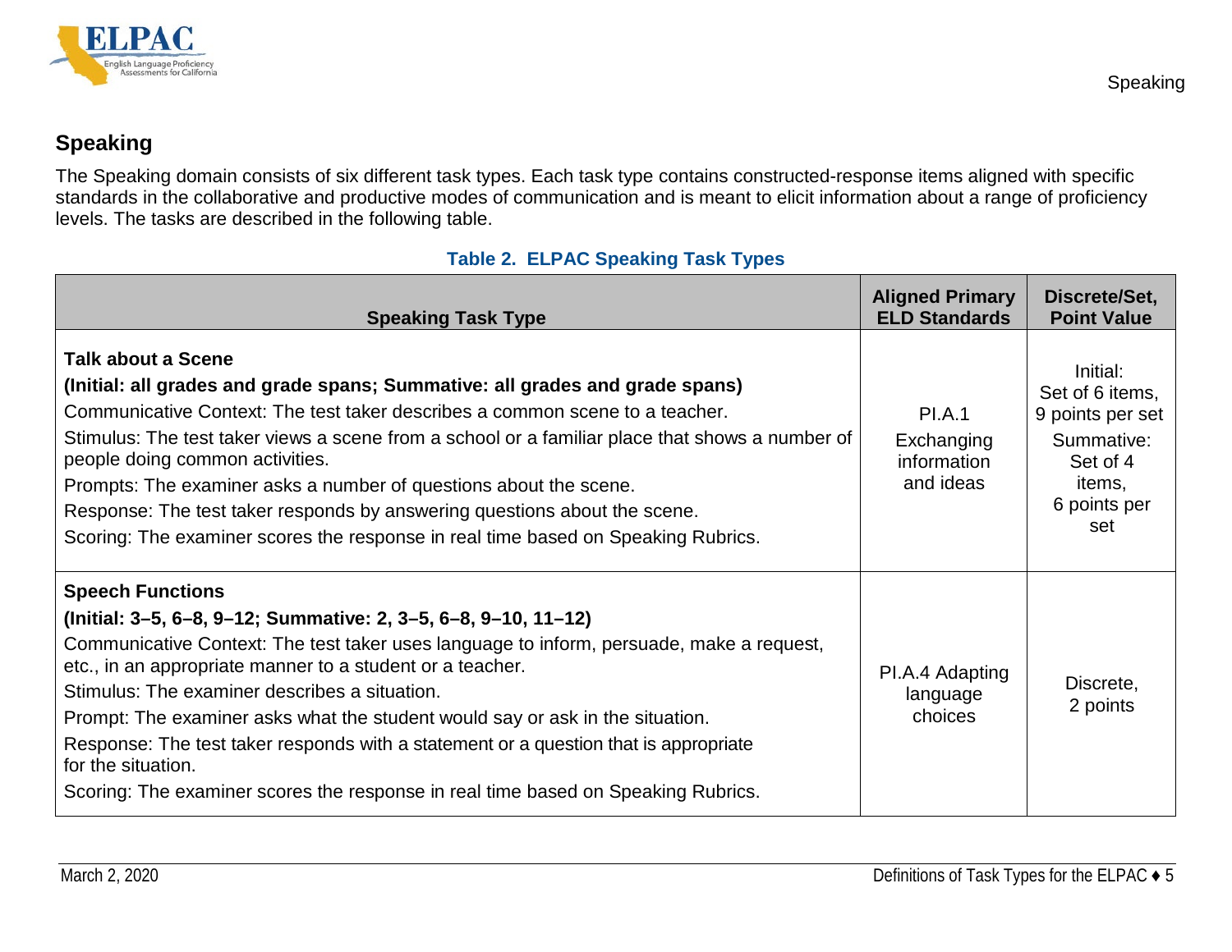## Speaking

The Speaking domain consists of six different task types. Each task type contains constructed-response items aligned with specific standards in the collaborative and productive modes of communication and is meant to elicit information about a range of proficiency levels. The tasks are described in the following table.

**Table 2. ELPAC Speaking Task Types**

| Speaking Task Type | Aligned Primary ELD Standards | Discrete/Set, Point Value |
|---|---|---|
| **Talk about a Scene**<br>**(Initial: all grades and grade spans; Summative: all grades and grade spans)**<br>Communicative Context: The test taker describes a common scene to a teacher.<br>Stimulus: The test taker views a scene from a school or a familiar place that shows a number of people doing common activities.<br>Prompts: The examiner asks a number of questions about the scene.<br>Response: The test taker responds by answering questions about the scene.<br>Scoring: The examiner scores the response in real time based on Speaking Rubrics. | PI.A.1 Exchanging information and ideas | Initial: Set of 6 items, 9 points per set<br>Summative: Set of 4 items, 6 points per set |
| **Speech Functions**<br>**(Initial: 3–5, 6–8, 9–12; Summative: 2, 3–5, 6–8, 9–10, 11–12)**<br>Communicative Context: The test taker uses language to inform, persuade, make a request, etc., in an appropriate manner to a student or a teacher.<br>Stimulus: The examiner describes a situation.<br>Prompt: The examiner asks what the student would say or ask in the situation.<br>Response: The test taker responds with a statement or a question that is appropriate for the situation.<br>Scoring: The examiner scores the response in real time based on Speaking Rubrics. | PI.A.4 Adapting language choices | Discrete, 2 points |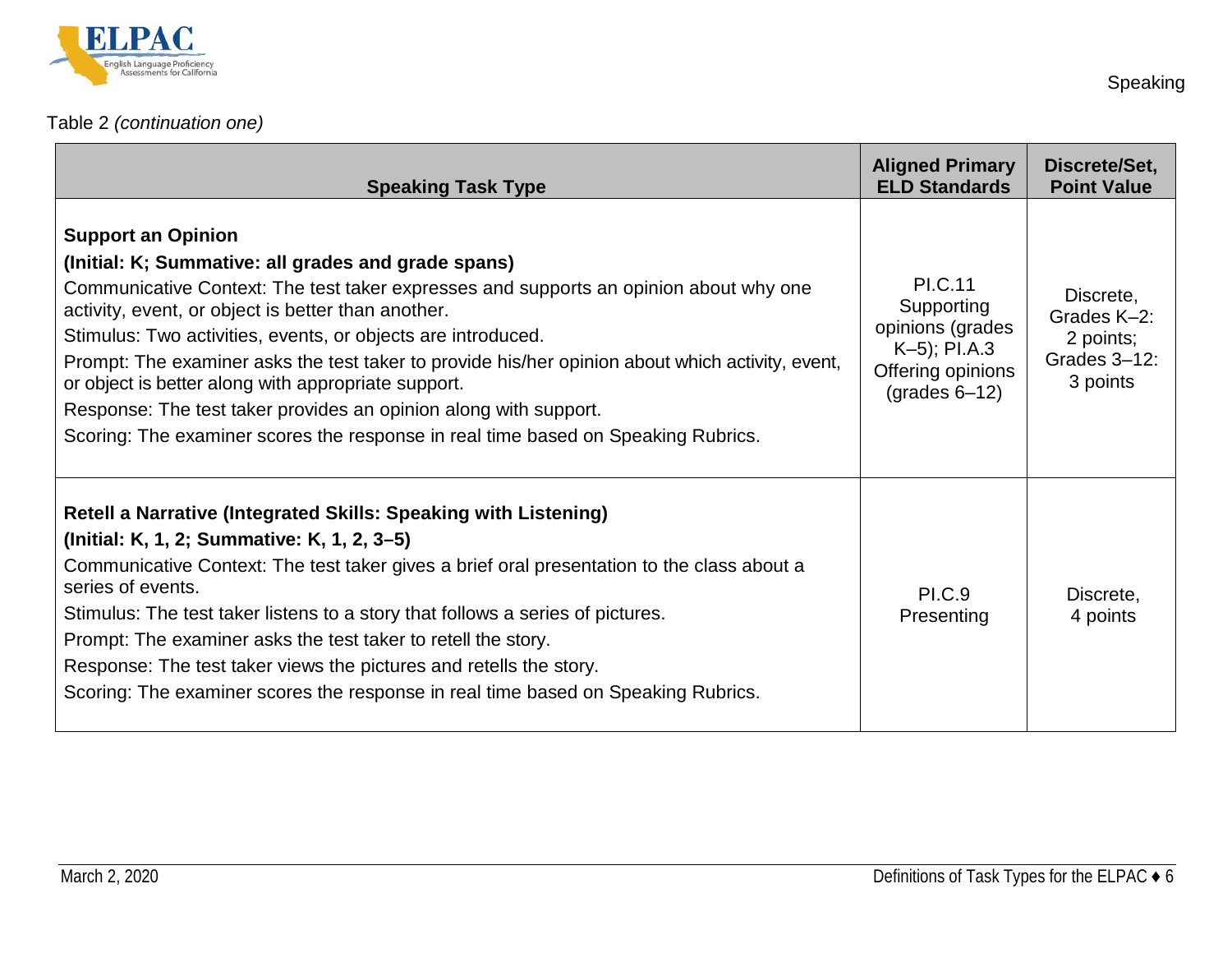Table 2 *(continuation one)*

| Speaking Task Type | Aligned Primary ELD Standards | Discrete/Set, Point Value |
|---|---|---|
| **Support an Opinion**<br>**(Initial: K; Summative: all grades and grade spans)**<br>Communicative Context: The test taker expresses and supports an opinion about why one activity, event, or object is better than another.<br>Stimulus: Two activities, events, or objects are introduced.<br>Prompt: The examiner asks the test taker to provide his/her opinion about which activity, event, or object is better along with appropriate support.<br>Response: The test taker provides an opinion along with support.<br>Scoring: The examiner scores the response in real time based on Speaking Rubrics. | PI.C.11 Supporting opinions (grades K–5); PI.A.3 Offering opinions (grades 6–12) | Discrete, Grades K–2: 2 points; Grades 3–12: 3 points |
| **Retell a Narrative (Integrated Skills: Speaking with Listening)**<br>**(Initial: K, 1, 2; Summative: K, 1, 2, 3–5)**<br>Communicative Context: The test taker gives a brief oral presentation to the class about a series of events.<br>Stimulus: The test taker listens to a story that follows a series of pictures.<br>Prompt: The examiner asks the test taker to retell the story.<br>Response: The test taker views the pictures and retells the story.<br>Scoring: The examiner scores the response in real time based on Speaking Rubrics. | PI.C.9 Presenting | Discrete, 4 points |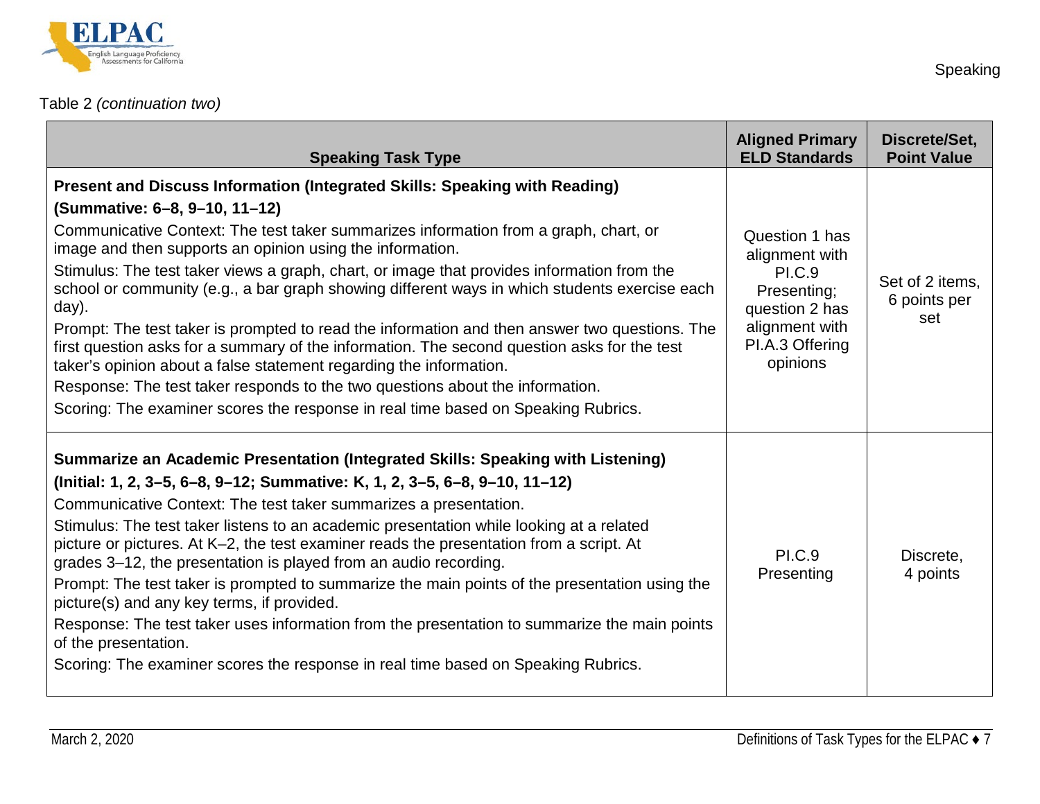Table 2 *(continuation two)*

| Speaking Task Type | Aligned Primary ELD Standards | Discrete/Set, Point Value |
| --- | --- | --- |
| **Present and Discuss Information (Integrated Skills: Speaking with Reading)** <br> **(Summative: 6–8, 9–10, 11–12)** <br> Communicative Context: The test taker summarizes information from a graph, chart, or image and then supports an opinion using the information. <br> Stimulus: The test taker views a graph, chart, or image that provides information from the school or community (e.g., a bar graph showing different ways in which students exercise each day). <br> Prompt: The test taker is prompted to read the information and then answer two questions. The first question asks for a summary of the information. The second question asks for the test taker's opinion about a false statement regarding the information. <br> Response: The test taker responds to the two questions about the information. <br> Scoring: The examiner scores the response in real time based on Speaking Rubrics. | Question 1 has alignment with PI.C.9 Presenting; question 2 has alignment with PI.A.3 Offering opinions | Set of 2 items, 6 points per set |
| **Summarize an Academic Presentation (Integrated Skills: Speaking with Listening)** <br> **(Initial: 1, 2, 3–5, 6–8, 9–12; Summative: K, 1, 2, 3–5, 6–8, 9–10, 11–12)** <br> Communicative Context: The test taker summarizes a presentation. <br> Stimulus: The test taker listens to an academic presentation while looking at a related picture or pictures. At K–2, the test examiner reads the presentation from a script. At grades 3–12, the presentation is played from an audio recording. <br> Prompt: The test taker is prompted to summarize the main points of the presentation using the picture(s) and any key terms, if provided. <br> Response: The test taker uses information from the presentation to summarize the main points of the presentation. <br> Scoring: The examiner scores the response in real time based on Speaking Rubrics. | PI.C.9 Presenting | Discrete, 4 points |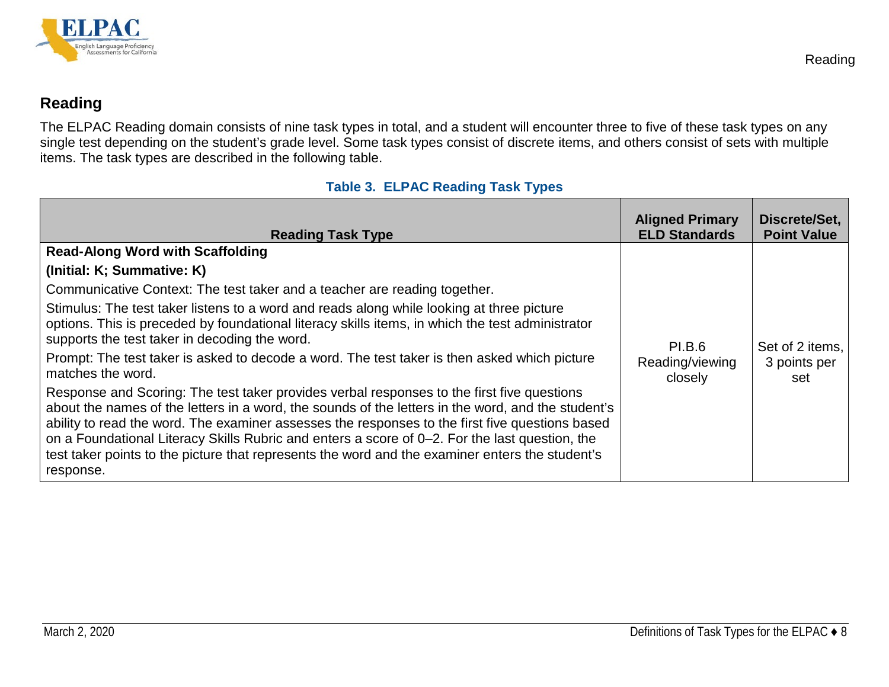## Reading

The ELPAC Reading domain consists of nine task types in total, and a student will encounter three to five of these task types on any single test depending on the student's grade level. Some task types consist of discrete items, and others consist of sets with multiple items. The task types are described in the following table.

**Table 3. ELPAC Reading Task Types**

| Reading Task Type | Aligned Primary ELD Standards | Discrete/Set, Point Value |
|---|---|---|
| **Read-Along Word with Scaffolding**<br>**(Initial: K; Summative: K)**<br>Communicative Context: The test taker and a teacher are reading together.<br>Stimulus: The test taker listens to a word and reads along while looking at three picture options. This is preceded by foundational literacy skills items, in which the test administrator supports the test taker in decoding the word.<br>Prompt: The test taker is asked to decode a word. The test taker is then asked which picture matches the word.<br>Response and Scoring: The test taker provides verbal responses to the first five questions about the names of the letters in a word, the sounds of the letters in the word, and the student's ability to read the word. The examiner assesses the responses to the first five questions based on a Foundational Literacy Skills Rubric and enters a score of 0–2. For the last question, the test taker points to the picture that represents the word and the examiner enters the student's response. | PI.B.6 Reading/viewing closely | Set of 2 items, 3 points per set |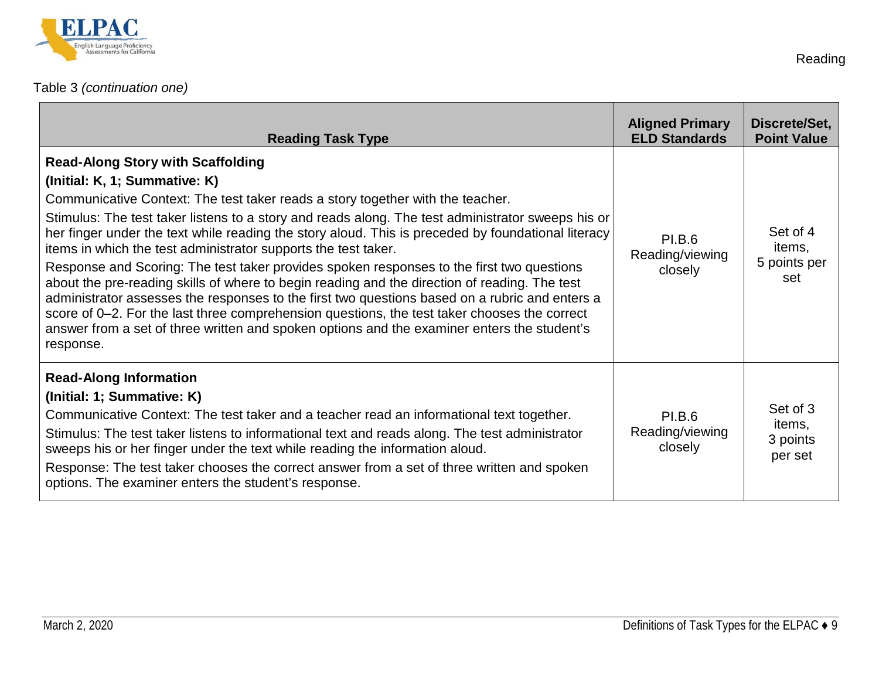Table 3 *(continuation one)*

| Reading Task Type | Aligned Primary ELD Standards | Discrete/Set, Point Value |
|---|---|---|
| **Read-Along Story with Scaffolding**<br>**(Initial: K, 1; Summative: K)**<br>Communicative Context: The test taker reads a story together with the teacher.<br>Stimulus: The test taker listens to a story and reads along. The test administrator sweeps his or her finger under the text while reading the story aloud. This is preceded by foundational literacy items in which the test administrator supports the test taker.<br>Response and Scoring: The test taker provides spoken responses to the first two questions about the pre-reading skills of where to begin reading and the direction of reading. The test administrator assesses the responses to the first two questions based on a rubric and enters a score of 0–2. For the last three comprehension questions, the test taker chooses the correct answer from a set of three written and spoken options and the examiner enters the student's response. | PI.B.6 Reading/viewing closely | Set of 4 items, 5 points per set |
| **Read-Along Information**<br>**(Initial: 1; Summative: K)**<br>Communicative Context: The test taker and a teacher read an informational text together.<br>Stimulus: The test taker listens to informational text and reads along. The test administrator sweeps his or her finger under the text while reading the information aloud.<br>Response: The test taker chooses the correct answer from a set of three written and spoken options. The examiner enters the student's response. | PI.B.6 Reading/viewing closely | Set of 3 items, 3 points per set |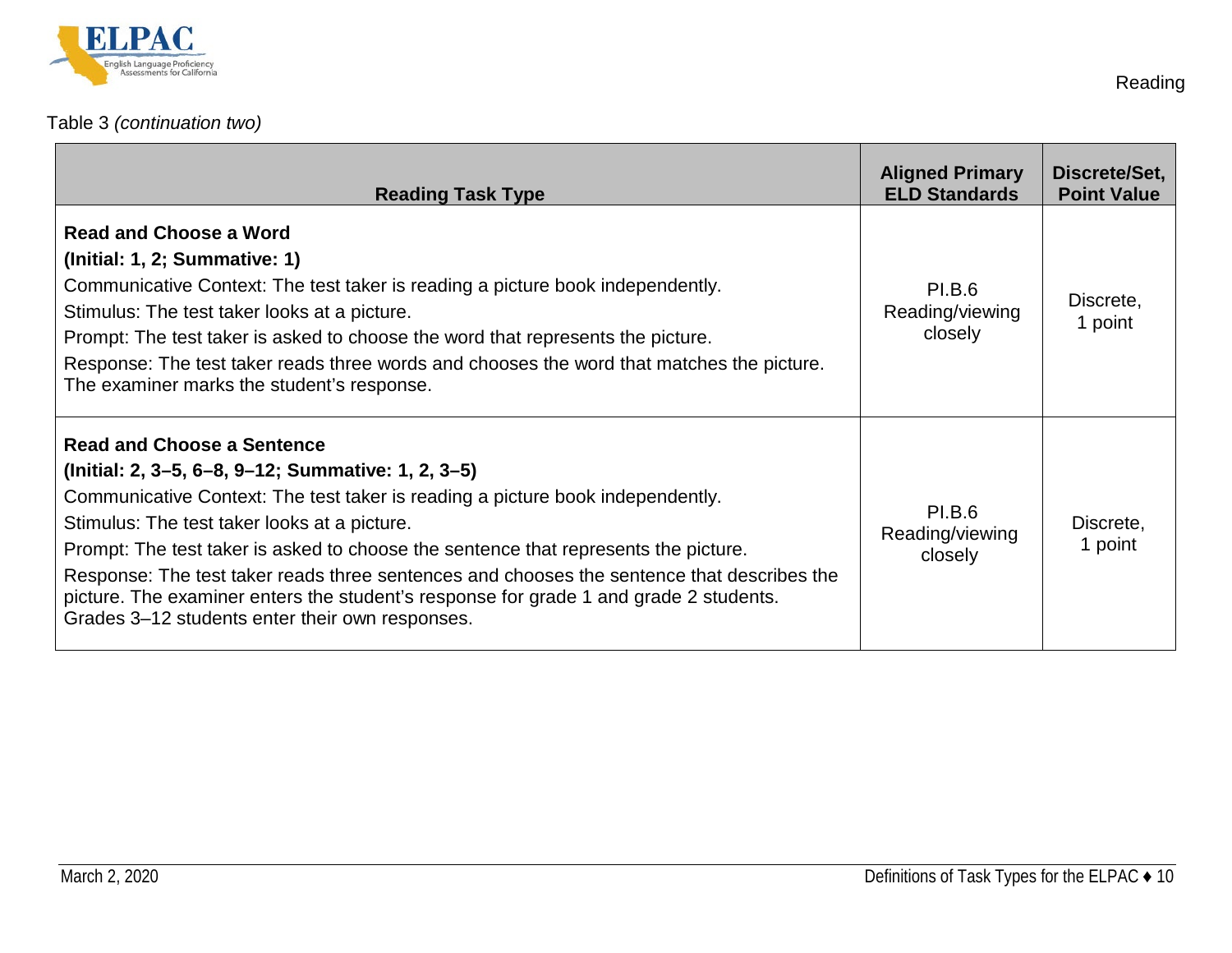Table 3 *(continuation two)*

| Reading Task Type | Aligned Primary ELD Standards | Discrete/Set, Point Value |
|---|---|---|
| **Read and Choose a Word** <br> **(Initial: 1, 2; Summative: 1)** <br> Communicative Context: The test taker is reading a picture book independently. <br> Stimulus: The test taker looks at a picture. <br> Prompt: The test taker is asked to choose the word that represents the picture. <br> Response: The test taker reads three words and chooses the word that matches the picture. The examiner marks the student's response. | PI.B.6 Reading/viewing closely | Discrete, 1 point |
| **Read and Choose a Sentence** <br> **(Initial: 2, 3–5, 6–8, 9–12; Summative: 1, 2, 3–5)** <br> Communicative Context: The test taker is reading a picture book independently. <br> Stimulus: The test taker looks at a picture. <br> Prompt: The test taker is asked to choose the sentence that represents the picture. <br> Response: The test taker reads three sentences and chooses the sentence that describes the picture. The examiner enters the student's response for grade 1 and grade 2 students. Grades 3–12 students enter their own responses. | PI.B.6 Reading/viewing closely | Discrete, 1 point |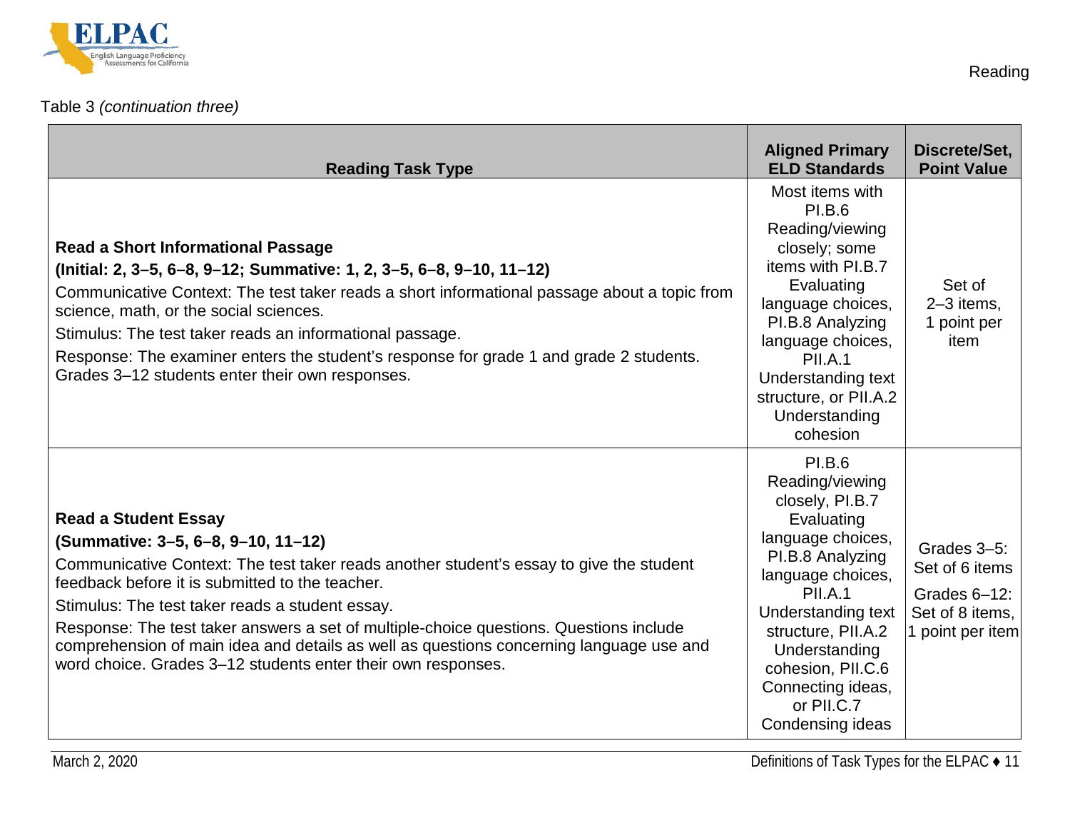Table 3 *(continuation three)*

| Reading Task Type | Aligned Primary ELD Standards | Discrete/Set, Point Value |
|---|---|---|
| **Read a Short Informational Passage**<br>**(Initial: 2, 3–5, 6–8, 9–12; Summative: 1, 2, 3–5, 6–8, 9–10, 11–12)**<br>Communicative Context: The test taker reads a short informational passage about a topic from science, math, or the social sciences.<br>Stimulus: The test taker reads an informational passage.<br>Response: The examiner enters the student's response for grade 1 and grade 2 students. Grades 3–12 students enter their own responses. | Most items with PI.B.6 Reading/viewing closely; some items with PI.B.7 Evaluating language choices, PI.B.8 Analyzing language choices, PII.A.1 Understanding text structure, or PII.A.2 Understanding cohesion | Set of 2–3 items, 1 point per item |
| **Read a Student Essay**<br>**(Summative: 3–5, 6–8, 9–10, 11–12)**<br>Communicative Context: The test taker reads another student's essay to give the student feedback before it is submitted to the teacher.<br>Stimulus: The test taker reads a student essay.<br>Response: The test taker answers a set of multiple-choice questions. Questions include comprehension of main idea and details as well as questions concerning language use and word choice. Grades 3–12 students enter their own responses. | PI.B.6 Reading/viewing closely, PI.B.7 Evaluating language choices, PI.B.8 Analyzing language choices, PII.A.1 Understanding text structure, PII.A.2 Understanding cohesion, PII.C.6 Connecting ideas, or PII.C.7 Condensing ideas | Grades 3–5: Set of 6 items<br>Grades 6–12: Set of 8 items, 1 point per item |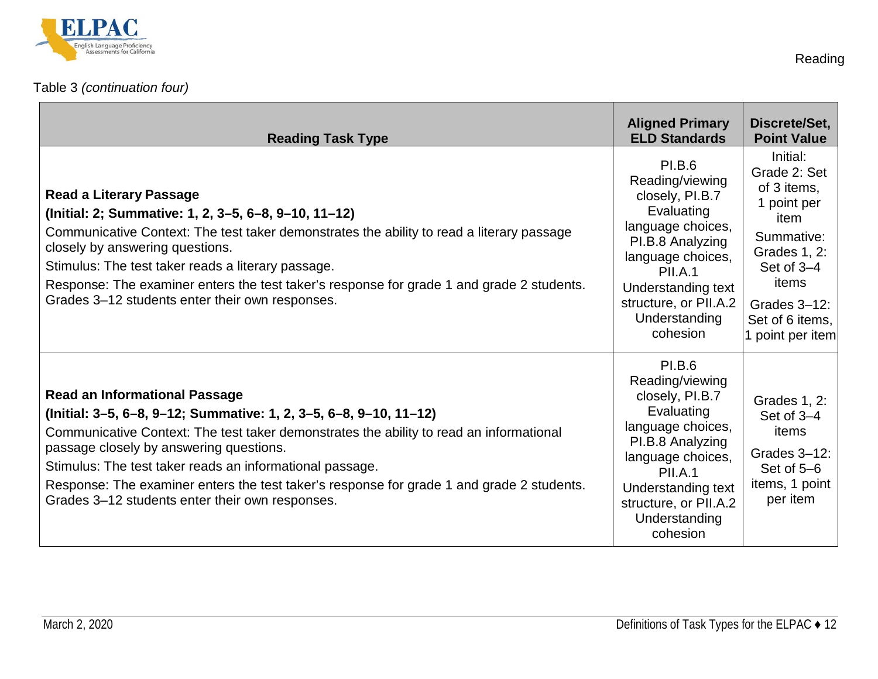Table 3 *(continuation four)*

| Reading Task Type | Aligned Primary ELD Standards | Discrete/Set, Point Value |
|---|---|---|
| **Read a Literary Passage**<br>**(Initial: 2; Summative: 1, 2, 3–5, 6–8, 9–10, 11–12)**<br>Communicative Context: The test taker demonstrates the ability to read a literary passage closely by answering questions.<br>Stimulus: The test taker reads a literary passage.<br>Response: The examiner enters the test taker's response for grade 1 and grade 2 students. Grades 3–12 students enter their own responses. | PI.B.6 Reading/viewing closely, PI.B.7 Evaluating language choices, PI.B.8 Analyzing language choices, PII.A.1 Understanding text structure, or PII.A.2 Understanding cohesion | Initial: Grade 2: Set of 3 items, 1 point per item<br>Summative: Grades 1, 2: Set of 3–4 items<br>Grades 3–12: Set of 6 items, 1 point per item |
| **Read an Informational Passage**<br>**(Initial: 3–5, 6–8, 9–12; Summative: 1, 2, 3–5, 6–8, 9–10, 11–12)**<br>Communicative Context: The test taker demonstrates the ability to read an informational passage closely by answering questions.<br>Stimulus: The test taker reads an informational passage.<br>Response: The examiner enters the test taker's response for grade 1 and grade 2 students. Grades 3–12 students enter their own responses. | PI.B.6 Reading/viewing closely, PI.B.7 Evaluating language choices, PI.B.8 Analyzing language choices, PII.A.1 Understanding text structure, or PII.A.2 Understanding cohesion | Grades 1, 2: Set of 3–4 items<br>Grades 3–12: Set of 5–6 items, 1 point per item |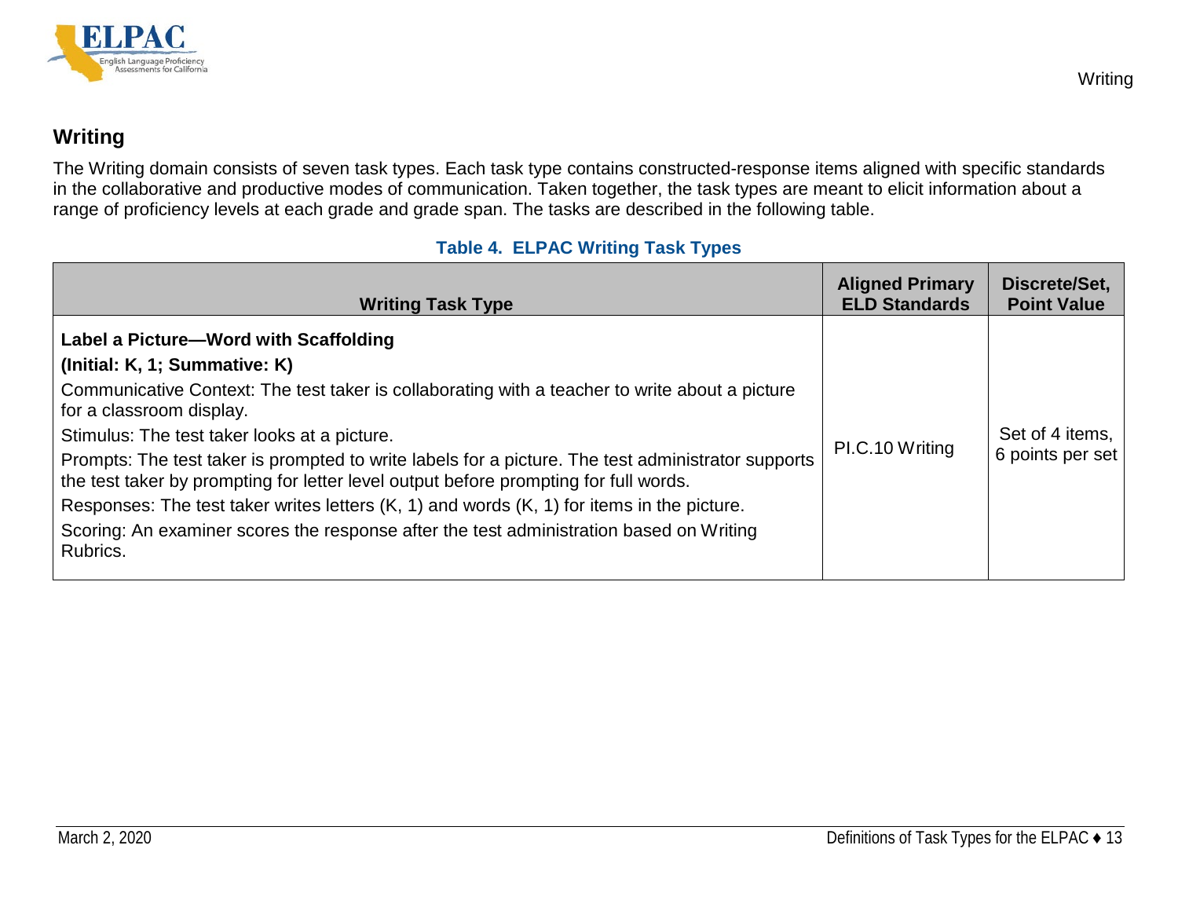## Writing

The Writing domain consists of seven task types. Each task type contains constructed-response items aligned with specific standards in the collaborative and productive modes of communication. Taken together, the task types are meant to elicit information about a range of proficiency levels at each grade and grade span. The tasks are described in the following table.

**Table 4. ELPAC Writing Task Types**

| Writing Task Type | Aligned Primary ELD Standards | Discrete/Set, Point Value |
|---|---|---|
| **Label a Picture—Word with Scaffolding**<br>**(Initial: K, 1; Summative: K)**<br>Communicative Context: The test taker is collaborating with a teacher to write about a picture for a classroom display.<br>Stimulus: The test taker looks at a picture.<br>Prompts: The test taker is prompted to write labels for a picture. The test administrator supports the test taker by prompting for letter level output before prompting for full words.<br>Responses: The test taker writes letters (K, 1) and words (K, 1) for items in the picture.<br>Scoring: An examiner scores the response after the test administration based on Writing Rubrics. | PI.C.10 Writing | Set of 4 items, 6 points per set |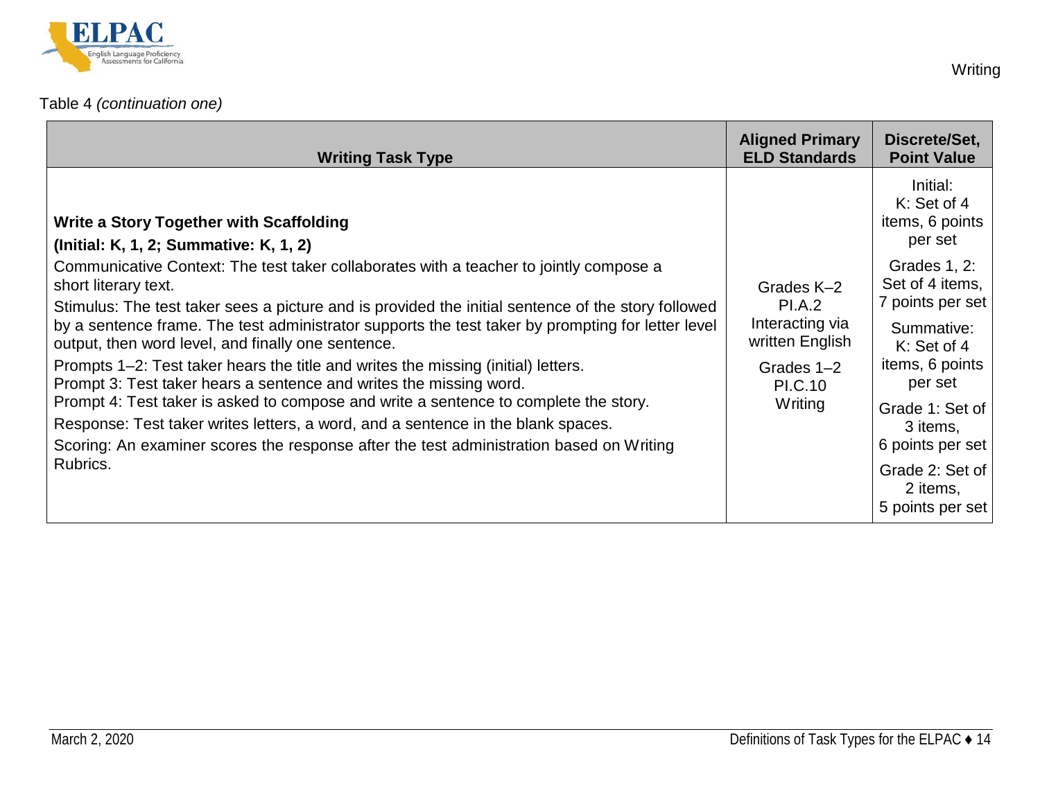Table 4 *(continuation one)*

| Writing Task Type | Aligned Primary ELD Standards | Discrete/Set, Point Value |
|---|---|---|
| **Write a Story Together with Scaffolding** <br> **(Initial: K, 1, 2; Summative: K, 1, 2)** <br> Communicative Context: The test taker collaborates with a teacher to jointly compose a short literary text. <br> Stimulus: The test taker sees a picture and is provided the initial sentence of the story followed by a sentence frame. The test administrator supports the test taker by prompting for letter level output, then word level, and finally one sentence. <br> Prompts 1–2: Test taker hears the title and writes the missing (initial) letters. <br> Prompt 3: Test taker hears a sentence and writes the missing word. <br> Prompt 4: Test taker is asked to compose and write a sentence to complete the story. <br> Response: Test taker writes letters, a word, and a sentence in the blank spaces. <br> Scoring: An examiner scores the response after the test administration based on Writing Rubrics. | Grades K–2 PI.A.2 Interacting via written English <br> Grades 1–2 PI.C.10 Writing | Initial: K: Set of 4 items, 6 points per set <br> Grades 1, 2: Set of 4 items, 7 points per set <br> Summative: K: Set of 4 items, 6 points per set <br> Grade 1: Set of 3 items, 6 points per set <br> Grade 2: Set of 2 items, 5 points per set |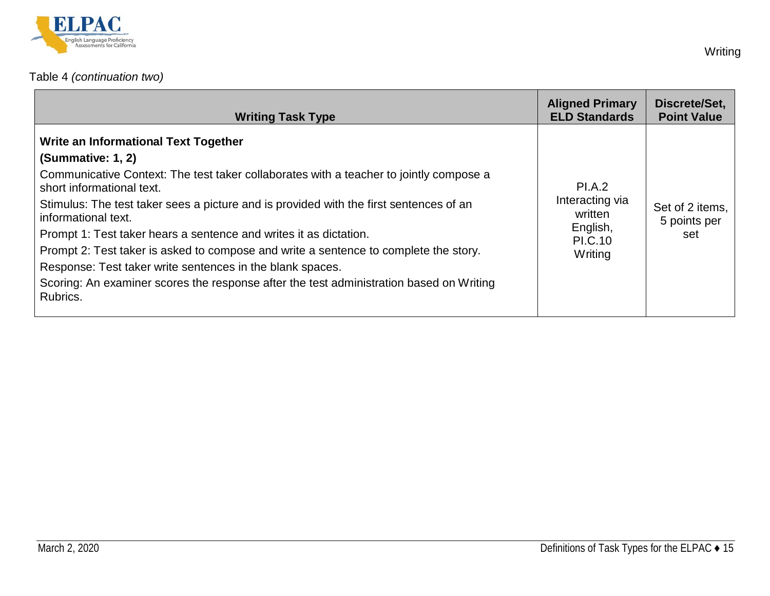Table 4 *(continuation two)*

| Writing Task Type | Aligned Primary ELD Standards | Discrete/Set, Point Value |
|---|---|---|
| **Write an Informational Text Together** <br> **(Summative: 1, 2)** <br> Communicative Context: The test taker collaborates with a teacher to jointly compose a short informational text. <br> Stimulus: The test taker sees a picture and is provided with the first sentences of an informational text. <br> Prompt 1: Test taker hears a sentence and writes it as dictation. <br> Prompt 2: Test taker is asked to compose and write a sentence to complete the story. <br> Response: Test taker write sentences in the blank spaces. <br> Scoring: An examiner scores the response after the test administration based on Writing Rubrics. | PI.A.2 Interacting via written English, PI.C.10 Writing | Set of 2 items, 5 points per set |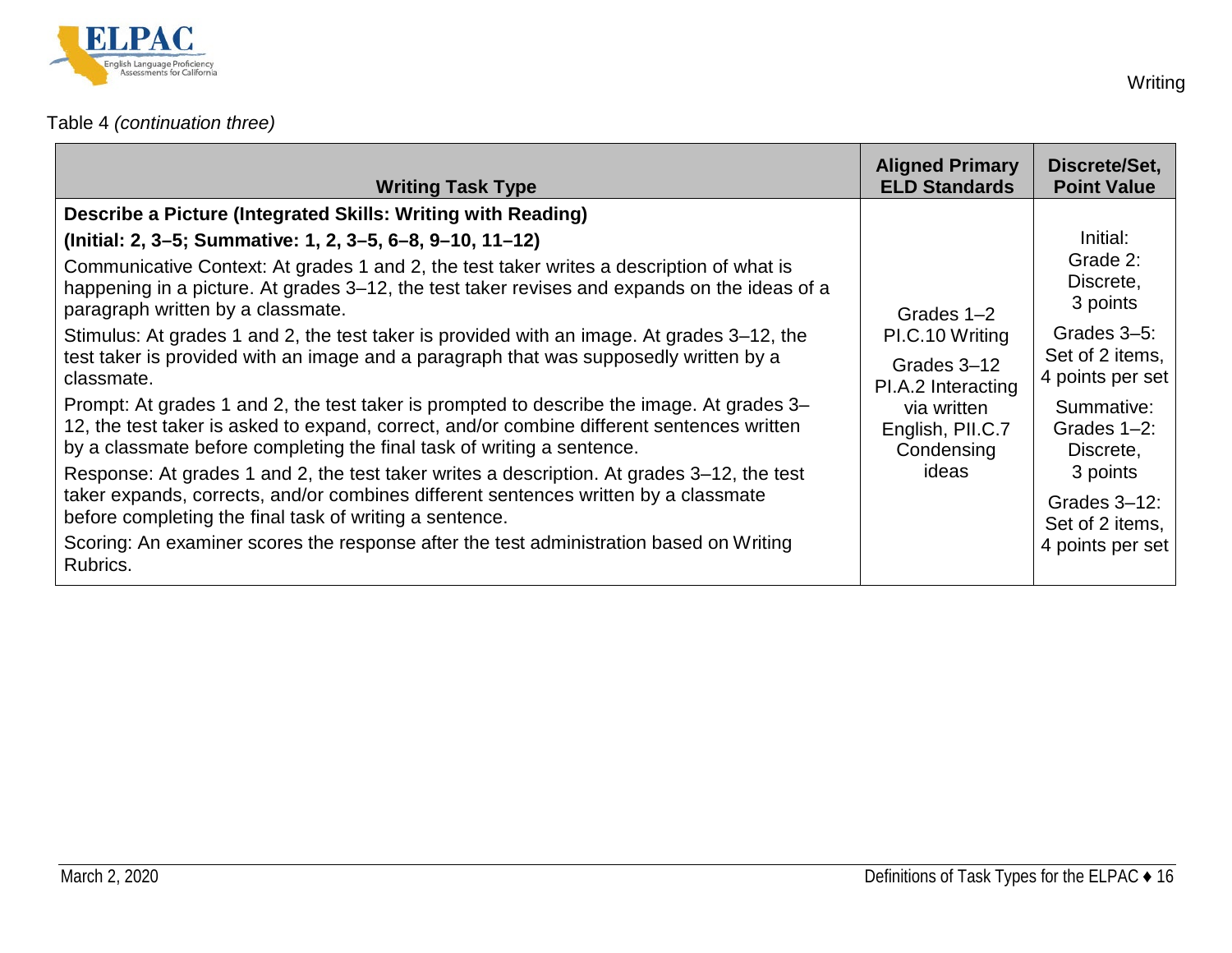Table 4 *(continuation three)*

| Writing Task Type | Aligned Primary ELD Standards | Discrete/Set, Point Value |
|---|---|---|
| **Describe a Picture (Integrated Skills: Writing with Reading)** <br> **(Initial: 2, 3–5; Summative: 1, 2, 3–5, 6–8, 9–10, 11–12)** <br> Communicative Context: At grades 1 and 2, the test taker writes a description of what is happening in a picture. At grades 3–12, the test taker revises and expands on the ideas of a paragraph written by a classmate. <br> Stimulus: At grades 1 and 2, the test taker is provided with an image. At grades 3–12, the test taker is provided with an image and a paragraph that was supposedly written by a classmate. <br> Prompt: At grades 1 and 2, the test taker is prompted to describe the image. At grades 3–12, the test taker is asked to expand, correct, and/or combine different sentences written by a classmate before completing the final task of writing a sentence. <br> Response: At grades 1 and 2, the test taker writes a description. At grades 3–12, the test taker expands, corrects, and/or combines different sentences written by a classmate before completing the final task of writing a sentence. <br> Scoring: An examiner scores the response after the test administration based on Writing Rubrics. | Grades 1–2 PI.C.10 Writing <br> Grades 3–12 PI.A.2 Interacting via written English, PII.C.7 Condensing ideas | Initial: Grade 2: Discrete, 3 points <br> Grades 3–5: Set of 2 items, 4 points per set <br> Summative: Grades 1–2: Discrete, 3 points <br> Grades 3–12: Set of 2 items, 4 points per set |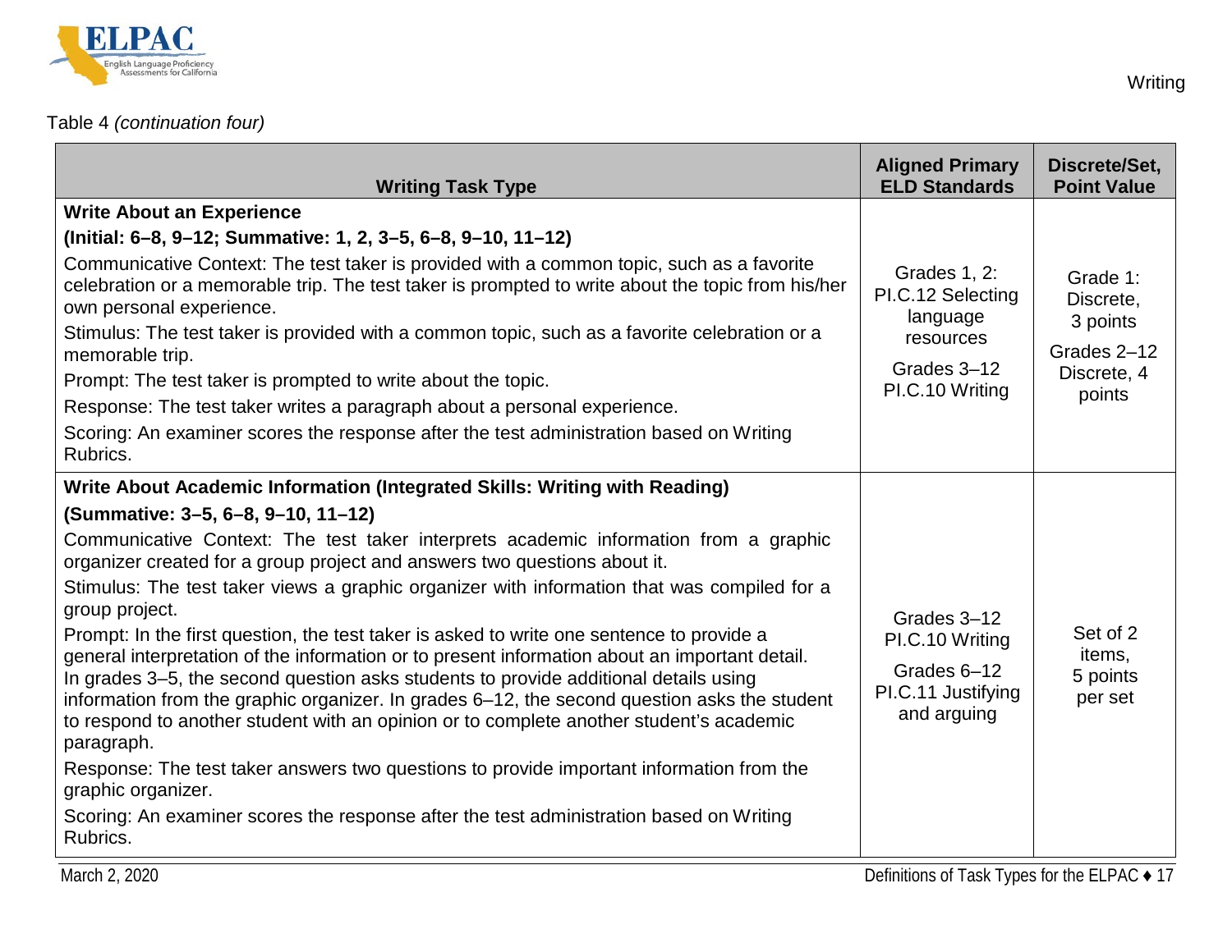Table 4 *(continuation four)*

| Writing Task Type | Aligned Primary ELD Standards | Discrete/Set, Point Value |
|---|---|---|
| **Write About an Experience**<br>**(Initial: 6–8, 9–12; Summative: 1, 2, 3–5, 6–8, 9–10, 11–12)**<br>Communicative Context: The test taker is provided with a common topic, such as a favorite celebration or a memorable trip. The test taker is prompted to write about the topic from his/her own personal experience.<br>Stimulus: The test taker is provided with a common topic, such as a favorite celebration or a memorable trip.<br>Prompt: The test taker is prompted to write about the topic.<br>Response: The test taker writes a paragraph about a personal experience.<br>Scoring: An examiner scores the response after the test administration based on Writing Rubrics. | Grades 1, 2: PI.C.12 Selecting language resources<br>Grades 3–12 PI.C.10 Writing | Grade 1: Discrete, 3 points<br>Grades 2–12 Discrete, 4 points |
| **Write About Academic Information (Integrated Skills: Writing with Reading)**<br>**(Summative: 3–5, 6–8, 9–10, 11–12)**<br>Communicative Context: The test taker interprets academic information from a graphic organizer created for a group project and answers two questions about it.<br>Stimulus: The test taker views a graphic organizer with information that was compiled for a group project.<br>Prompt: In the first question, the test taker is asked to write one sentence to provide a general interpretation of the information or to present information about an important detail. In grades 3–5, the second question asks students to provide additional details using information from the graphic organizer. In grades 6–12, the second question asks the student to respond to another student with an opinion or to complete another student's academic paragraph.<br>Response: The test taker answers two questions to provide important information from the graphic organizer.<br>Scoring: An examiner scores the response after the test administration based on Writing Rubrics. | Grades 3–12 PI.C.10 Writing<br>Grades 6–12 PI.C.11 Justifying and arguing | Set of 2 items, 5 points per set |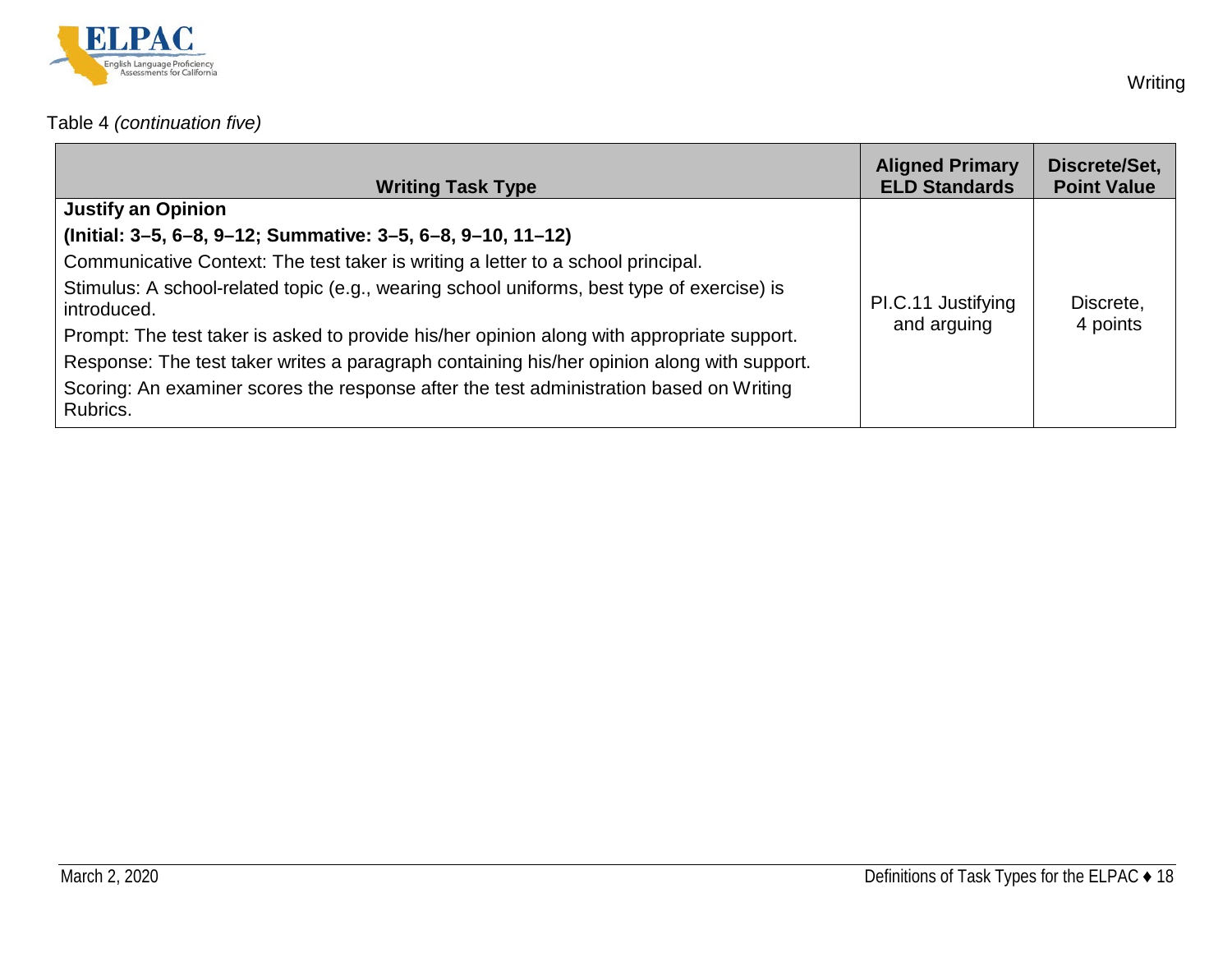Table 4 *(continuation five)*

| Writing Task Type | Aligned Primary ELD Standards | Discrete/Set, Point Value |
|---|---|---|
| **Justify an Opinion**<br>**(Initial: 3–5, 6–8, 9–12; Summative: 3–5, 6–8, 9–10, 11–12)**<br>Communicative Context: The test taker is writing a letter to a school principal.<br>Stimulus: A school-related topic (e.g., wearing school uniforms, best type of exercise) is introduced.<br>Prompt: The test taker is asked to provide his/her opinion along with appropriate support.<br>Response: The test taker writes a paragraph containing his/her opinion along with support.<br>Scoring: An examiner scores the response after the test administration based on Writing Rubrics. | PI.C.11 Justifying and arguing | Discrete, 4 points |